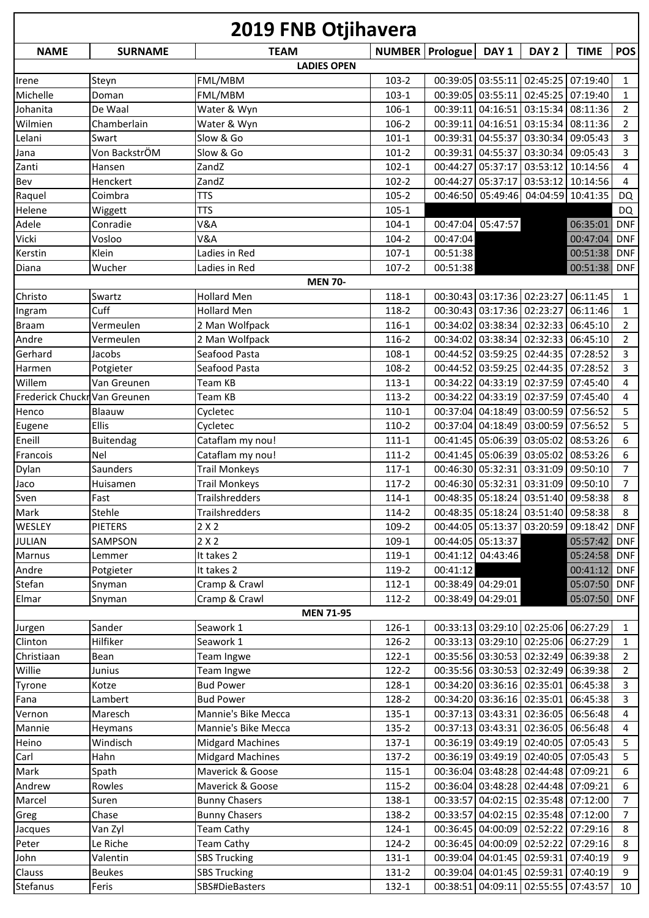# 2019 FNB Otjihavera

| NAME | SURNAME | TEAM | NUMBER | Prologue | DAY 1 | DAY 2 | TIME | POS |
|---|---|---|---|---|---|---|---|---|
| | | **LADIES OPEN** | | | | | | |
| Irene | Steyn | FML/MBM | 103-2 | 00:39:05 | 03:55:11 | 02:45:25 | 07:19:40 | 1 |
| Michelle | Doman | FML/MBM | 103-1 | 00:39:05 | 03:55:11 | 02:45:25 | 07:19:40 | 1 |
| Johanita | De Waal | Water & Wyn | 106-1 | 00:39:11 | 04:16:51 | 03:15:34 | 08:11:36 | 2 |
| Wilmien | Chamberlain | Water & Wyn | 106-2 | 00:39:11 | 04:16:51 | 03:15:34 | 08:11:36 | 2 |
| Lelani | Swart | Slow & Go | 101-1 | 00:39:31 | 04:55:37 | 03:30:34 | 09:05:43 | 3 |
| Jana | Von BackstrÖM | Slow & Go | 101-2 | 00:39:31 | 04:55:37 | 03:30:34 | 09:05:43 | 3 |
| Zanti | Hansen | ZandZ | 102-1 | 00:44:27 | 05:37:17 | 03:53:12 | 10:14:56 | 4 |
| Bev | Henckert | ZandZ | 102-2 | 00:44:27 | 05:37:17 | 03:53:12 | 10:14:56 | 4 |
| Raquel | Coimbra | TTS | 105-2 | 00:46:50 | 05:49:46 | 04:04:59 | 10:41:35 | DQ |
| Helene | Wiggett | TTS | 105-1 | | | | | DQ |
| Adele | Conradie | V&A | 104-1 | 00:47:04 | 05:47:57 | | 06:35:01 | DNF |
| Vicki | Vosloo | V&A | 104-2 | 00:47:04 | | | 00:47:04 | DNF |
| Kerstin | Klein | Ladies in Red | 107-1 | 00:51:38 | | | 00:51:38 | DNF |
| Diana | Wucher | Ladies in Red | 107-2 | 00:51:38 | | | 00:51:38 | DNF |
| | | **MEN 70-** | | | | | | |
| Christo | Swartz | Hollard Men | 118-1 | 00:30:43 | 03:17:36 | 02:23:27 | 06:11:45 | 1 |
| Ingram | Cuff | Hollard Men | 118-2 | 00:30:43 | 03:17:36 | 02:23:27 | 06:11:46 | 1 |
| Braam | Vermeulen | 2 Man Wolfpack | 116-1 | 00:34:02 | 03:38:34 | 02:32:33 | 06:45:10 | 2 |
| Andre | Vermeulen | 2 Man Wolfpack | 116-2 | 00:34:02 | 03:38:34 | 02:32:33 | 06:45:10 | 2 |
| Gerhard | Jacobs | Seafood Pasta | 108-1 | 00:44:52 | 03:59:25 | 02:44:35 | 07:28:52 | 3 |
| Harmen | Potgieter | Seafood Pasta | 108-2 | 00:44:52 | 03:59:25 | 02:44:35 | 07:28:52 | 3 |
| Willem | Van Greunen | Team KB | 113-1 | 00:34:22 | 04:33:19 | 02:37:59 | 07:45:40 | 4 |
| Frederick Chuckr | Van Greunen | Team KB | 113-2 | 00:34:22 | 04:33:19 | 02:37:59 | 07:45:40 | 4 |
| Henco | Blaauw | Cycletec | 110-1 | 00:37:04 | 04:18:49 | 03:00:59 | 07:56:52 | 5 |
| Eugene | Ellis | Cycletec | 110-2 | 00:37:04 | 04:18:49 | 03:00:59 | 07:56:52 | 5 |
| Eneill | Buitendag | Cataflam my nou! | 111-1 | 00:41:45 | 05:06:39 | 03:05:02 | 08:53:26 | 6 |
| Francois | Nel | Cataflam my nou! | 111-2 | 00:41:45 | 05:06:39 | 03:05:02 | 08:53:26 | 6 |
| Dylan | Saunders | Trail Monkeys | 117-1 | 00:46:30 | 05:32:31 | 03:31:09 | 09:50:10 | 7 |
| Jaco | Huisamen | Trail Monkeys | 117-2 | 00:46:30 | 05:32:31 | 03:31:09 | 09:50:10 | 7 |
| Sven | Fast | Trailshredders | 114-1 | 00:48:35 | 05:18:24 | 03:51:40 | 09:58:38 | 8 |
| Mark | Stehle | Trailshredders | 114-2 | 00:48:35 | 05:18:24 | 03:51:40 | 09:58:38 | 8 |
| WESLEY | PIETERS | 2 X 2 | 109-2 | 00:44:05 | 05:13:37 | 03:20:59 | 09:18:42 | DNF |
| JULIAN | SAMPSON | 2 X 2 | 109-1 | 00:44:05 | 05:13:37 | | 05:57:42 | DNF |
| Marnus | Lemmer | It takes 2 | 119-1 | 00:41:12 | 04:43:46 | | 05:24:58 | DNF |
| Andre | Potgieter | It takes 2 | 119-2 | 00:41:12 | | | 00:41:12 | DNF |
| Stefan | Snyman | Cramp & Crawl | 112-1 | 00:38:49 | 04:29:01 | | 05:07:50 | DNF |
| Elmar | Snyman | Cramp & Crawl | 112-2 | 00:38:49 | 04:29:01 | | 05:07:50 | DNF |
| | | **MEN 71-95** | | | | | | |
| Jurgen | Sander | Seawork 1 | 126-1 | 00:33:13 | 03:29:10 | 02:25:06 | 06:27:29 | 1 |
| Clinton | Hilfiker | Seawork 1 | 126-2 | 00:33:13 | 03:29:10 | 02:25:06 | 06:27:29 | 1 |
| Christiaan | Bean | Team Ingwe | 122-1 | 00:35:56 | 03:30:53 | 02:32:49 | 06:39:38 | 2 |
| Willie | Junius | Team Ingwe | 122-2 | 00:35:56 | 03:30:53 | 02:32:49 | 06:39:38 | 2 |
| Tyrone | Kotze | Bud Power | 128-1 | 00:34:20 | 03:36:16 | 02:35:01 | 06:45:38 | 3 |
| Fana | Lambert | Bud Power | 128-2 | 00:34:20 | 03:36:16 | 02:35:01 | 06:45:38 | 3 |
| Vernon | Maresch | Mannie's Bike Mecca | 135-1 | 00:37:13 | 03:43:31 | 02:36:05 | 06:56:48 | 4 |
| Mannie | Heymans | Mannie's Bike Mecca | 135-2 | 00:37:13 | 03:43:31 | 02:36:05 | 06:56:48 | 4 |
| Heino | Windisch | Midgard Machines | 137-1 | 00:36:19 | 03:49:19 | 02:40:05 | 07:05:43 | 5 |
| Carl | Hahn | Midgard Machines | 137-2 | 00:36:19 | 03:49:19 | 02:40:05 | 07:05:43 | 5 |
| Mark | Spath | Maverick & Goose | 115-1 | 00:36:04 | 03:48:28 | 02:44:48 | 07:09:21 | 6 |
| Andrew | Rowles | Maverick & Goose | 115-2 | 00:36:04 | 03:48:28 | 02:44:48 | 07:09:21 | 6 |
| Marcel | Suren | Bunny Chasers | 138-1 | 00:33:57 | 04:02:15 | 02:35:48 | 07:12:00 | 7 |
| Greg | Chase | Bunny Chasers | 138-2 | 00:33:57 | 04:02:15 | 02:35:48 | 07:12:00 | 7 |
| Jacques | Van Zyl | Team Cathy | 124-1 | 00:36:45 | 04:00:09 | 02:52:22 | 07:29:16 | 8 |
| Peter | Le Riche | Team Cathy | 124-2 | 00:36:45 | 04:00:09 | 02:52:22 | 07:29:16 | 8 |
| John | Valentin | SBS Trucking | 131-1 | 00:39:04 | 04:01:45 | 02:59:31 | 07:40:19 | 9 |
| Clauss | Beukes | SBS Trucking | 131-2 | 00:39:04 | 04:01:45 | 02:59:31 | 07:40:19 | 9 |
| Stefanus | Feris | SBS#DieBasters | 132-1 | 00:38:51 | 04:09:11 | 02:55:55 | 07:43:57 | 10 |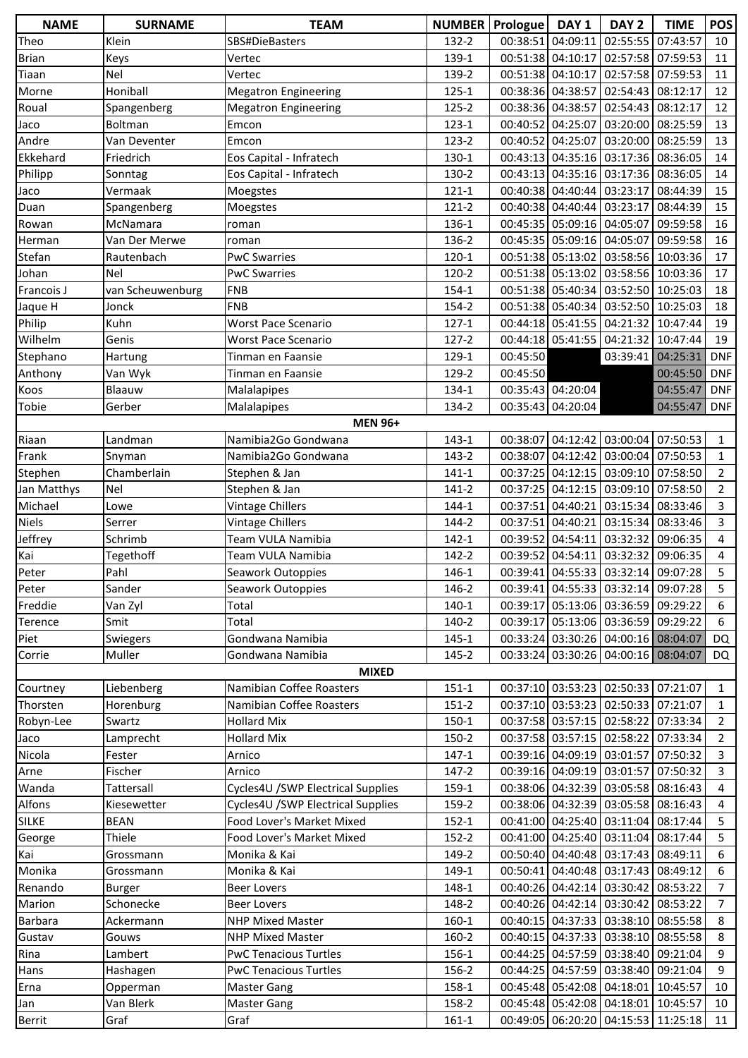| NAME | SURNAME | TEAM | NUMBER | Prologue | DAY 1 | DAY 2 | TIME | POS |
|---|---|---|---|---|---|---|---|---|
| Theo | Klein | SBS#DieBasters | 132-2 | 00:38:51 | 04:09:11 | 02:55:55 | 07:43:57 | 10 |
| Brian | Keys | Vertec | 139-1 | 00:51:38 | 04:10:17 | 02:57:58 | 07:59:53 | 11 |
| Tiaan | Nel | Vertec | 139-2 | 00:51:38 | 04:10:17 | 02:57:58 | 07:59:53 | 11 |
| Morne | Honiball | Megatron Engineering | 125-1 | 00:38:36 | 04:38:57 | 02:54:43 | 08:12:17 | 12 |
| Roual | Spangenberg | Megatron Engineering | 125-2 | 00:38:36 | 04:38:57 | 02:54:43 | 08:12:17 | 12 |
| Jaco | Boltman | Emcon | 123-1 | 00:40:52 | 04:25:07 | 03:20:00 | 08:25:59 | 13 |
| Andre | Van Deventer | Emcon | 123-2 | 00:40:52 | 04:25:07 | 03:20:00 | 08:25:59 | 13 |
| Ekkehard | Friedrich | Eos Capital - Infratech | 130-1 | 00:43:13 | 04:35:16 | 03:17:36 | 08:36:05 | 14 |
| Philipp | Sonntag | Eos Capital - Infratech | 130-2 | 00:43:13 | 04:35:16 | 03:17:36 | 08:36:05 | 14 |
| Jaco | Vermaak | Moegstes | 121-1 | 00:40:38 | 04:40:44 | 03:23:17 | 08:44:39 | 15 |
| Duan | Spangenberg | Moegstes | 121-2 | 00:40:38 | 04:40:44 | 03:23:17 | 08:44:39 | 15 |
| Rowan | McNamara | roman | 136-1 | 00:45:35 | 05:09:16 | 04:05:07 | 09:59:58 | 16 |
| Herman | Van Der Merwe | roman | 136-2 | 00:45:35 | 05:09:16 | 04:05:07 | 09:59:58 | 16 |
| Stefan | Rautenbach | PwC Swarries | 120-1 | 00:51:38 | 05:13:02 | 03:58:56 | 10:03:36 | 17 |
| Johan | Nel | PwC Swarries | 120-2 | 00:51:38 | 05:13:02 | 03:58:56 | 10:03:36 | 17 |
| Francois J | van Scheuwenburg | FNB | 154-1 | 00:51:38 | 05:40:34 | 03:52:50 | 10:25:03 | 18 |
| Jaque H | Jonck | FNB | 154-2 | 00:51:38 | 05:40:34 | 03:52:50 | 10:25:03 | 18 |
| Philip | Kuhn | Worst Pace Scenario | 127-1 | 00:44:18 | 05:41:55 | 04:21:32 | 10:47:44 | 19 |
| Wilhelm | Genis | Worst Pace Scenario | 127-2 | 00:44:18 | 05:41:55 | 04:21:32 | 10:47:44 | 19 |
| Stephano | Hartung | Tinman en Faansie | 129-1 | 00:45:50 | | 03:39:41 | 04:25:31 | DNF |
| Anthony | Van Wyk | Tinman en Faansie | 129-2 | 00:45:50 | | | 00:45:50 | DNF |
| Koos | Blaauw | Malalapipes | 134-1 | 00:35:43 | 04:20:04 | | 04:55:47 | DNF |
| Tobie | Gerber | Malalapipes | 134-2 | 00:35:43 | 04:20:04 | | 04:55:47 | DNF |
| | | **MEN 96+** | | | | | | |
| Riaan | Landman | Namibia2Go Gondwana | 143-1 | 00:38:07 | 04:12:42 | 03:00:04 | 07:50:53 | 1 |
| Frank | Snyman | Namibia2Go Gondwana | 143-2 | 00:38:07 | 04:12:42 | 03:00:04 | 07:50:53 | 1 |
| Stephen | Chamberlain | Stephen & Jan | 141-1 | 00:37:25 | 04:12:15 | 03:09:10 | 07:58:50 | 2 |
| Jan Matthys | Nel | Stephen & Jan | 141-2 | 00:37:25 | 04:12:15 | 03:09:10 | 07:58:50 | 2 |
| Michael | Lowe | Vintage Chillers | 144-1 | 00:37:51 | 04:40:21 | 03:15:34 | 08:33:46 | 3 |
| Niels | Serrer | Vintage Chillers | 144-2 | 00:37:51 | 04:40:21 | 03:15:34 | 08:33:46 | 3 |
| Jeffrey | Schrimb | Team VULA Namibia | 142-1 | 00:39:52 | 04:54:11 | 03:32:32 | 09:06:35 | 4 |
| Kai | Tegethoff | Team VULA Namibia | 142-2 | 00:39:52 | 04:54:11 | 03:32:32 | 09:06:35 | 4 |
| Peter | Pahl | Seawork Outoppies | 146-1 | 00:39:41 | 04:55:33 | 03:32:14 | 09:07:28 | 5 |
| Peter | Sander | Seawork Outoppies | 146-2 | 00:39:41 | 04:55:33 | 03:32:14 | 09:07:28 | 5 |
| Freddie | Van Zyl | Total | 140-1 | 00:39:17 | 05:13:06 | 03:36:59 | 09:29:22 | 6 |
| Terence | Smit | Total | 140-2 | 00:39:17 | 05:13:06 | 03:36:59 | 09:29:22 | 6 |
| Piet | Swiegers | Gondwana Namibia | 145-1 | 00:33:24 | 03:30:26 | 04:00:16 | 08:04:07 | DQ |
| Corrie | Muller | Gondwana Namibia | 145-2 | 00:33:24 | 03:30:26 | 04:00:16 | 08:04:07 | DQ |
| | | **MIXED** | | | | | | |
| Courtney | Liebenberg | Namibian Coffee Roasters | 151-1 | 00:37:10 | 03:53:23 | 02:50:33 | 07:21:07 | 1 |
| Thorsten | Horenburg | Namibian Coffee Roasters | 151-2 | 00:37:10 | 03:53:23 | 02:50:33 | 07:21:07 | 1 |
| Robyn-Lee | Swartz | Hollard Mix | 150-1 | 00:37:58 | 03:57:15 | 02:58:22 | 07:33:34 | 2 |
| Jaco | Lamprecht | Hollard Mix | 150-2 | 00:37:58 | 03:57:15 | 02:58:22 | 07:33:34 | 2 |
| Nicola | Fester | Arnico | 147-1 | 00:39:16 | 04:09:19 | 03:01:57 | 07:50:32 | 3 |
| Arne | Fischer | Arnico | 147-2 | 00:39:16 | 04:09:19 | 03:01:57 | 07:50:32 | 3 |
| Wanda | Tattersall | Cycles4U /SWP Electrical Supplies | 159-1 | 00:38:06 | 04:32:39 | 03:05:58 | 08:16:43 | 4 |
| Alfons | Kiesewetter | Cycles4U /SWP Electrical Supplies | 159-2 | 00:38:06 | 04:32:39 | 03:05:58 | 08:16:43 | 4 |
| SILKE | BEAN | Food Lover's Market Mixed | 152-1 | 00:41:00 | 04:25:40 | 03:11:04 | 08:17:44 | 5 |
| George | Thiele | Food Lover's Market Mixed | 152-2 | 00:41:00 | 04:25:40 | 03:11:04 | 08:17:44 | 5 |
| Kai | Grossmann | Monika & Kai | 149-2 | 00:50:40 | 04:40:48 | 03:17:43 | 08:49:11 | 6 |
| Monika | Grossmann | Monika & Kai | 149-1 | 00:50:41 | 04:40:48 | 03:17:43 | 08:49:12 | 6 |
| Renando | Burger | Beer Lovers | 148-1 | 00:40:26 | 04:42:14 | 03:30:42 | 08:53:22 | 7 |
| Marion | Schonecke | Beer Lovers | 148-2 | 00:40:26 | 04:42:14 | 03:30:42 | 08:53:22 | 7 |
| Barbara | Ackermann | NHP Mixed Master | 160-1 | 00:40:15 | 04:37:33 | 03:38:10 | 08:55:58 | 8 |
| Gustav | Gouws | NHP Mixed Master | 160-2 | 00:40:15 | 04:37:33 | 03:38:10 | 08:55:58 | 8 |
| Rina | Lambert | PwC Tenacious Turtles | 156-1 | 00:44:25 | 04:57:59 | 03:38:40 | 09:21:04 | 9 |
| Hans | Hashagen | PwC Tenacious Turtles | 156-2 | 00:44:25 | 04:57:59 | 03:38:40 | 09:21:04 | 9 |
| Erna | Opperman | Master Gang | 158-1 | 00:45:48 | 05:42:08 | 04:18:01 | 10:45:57 | 10 |
| Jan | Van Blerk | Master Gang | 158-2 | 00:45:48 | 05:42:08 | 04:18:01 | 10:45:57 | 10 |
| Berrit | Graf | Graf | 161-1 | 00:49:05 | 06:20:20 | 04:15:53 | 11:25:18 | 11 |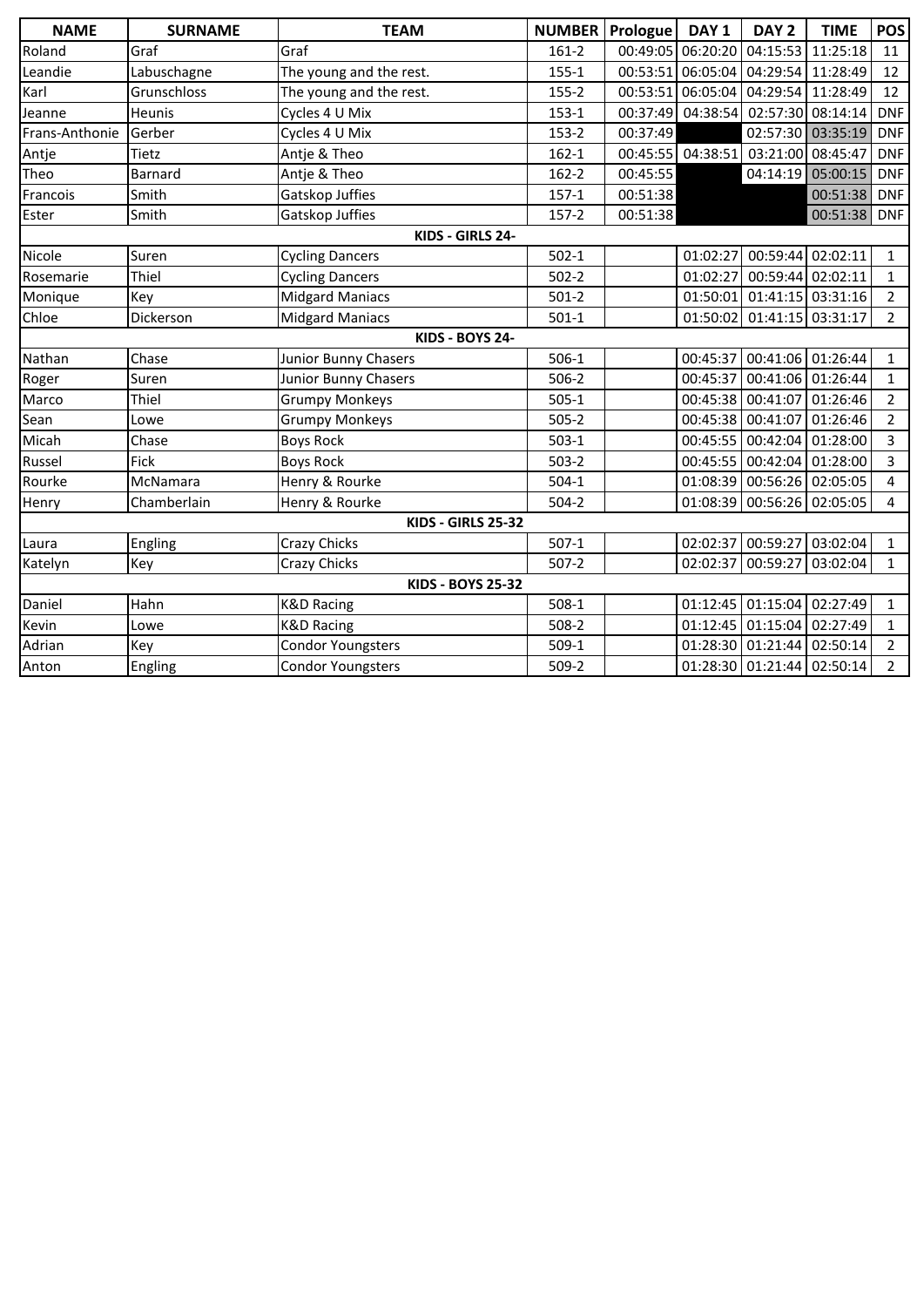| NAME | SURNAME | TEAM | NUMBER | Prologue | DAY 1 | DAY 2 | TIME | POS |
|---|---|---|---|---|---|---|---|---|
| Roland | Graf | Graf | 161-2 | 00:49:05 | 06:20:20 | 04:15:53 | 11:25:18 | 11 |
| Leandie | Labuschagne | The young and the rest. | 155-1 | 00:53:51 | 06:05:04 | 04:29:54 | 11:28:49 | 12 |
| Karl | Grunschloss | The young and the rest. | 155-2 | 00:53:51 | 06:05:04 | 04:29:54 | 11:28:49 | 12 |
| Jeanne | Heunis | Cycles 4 U Mix | 153-1 | 00:37:49 | 04:38:54 | 02:57:30 | 08:14:14 | DNF |
| Frans-Anthonie | Gerber | Cycles 4 U Mix | 153-2 | 00:37:49 | | 02:57:30 | 03:35:19 | DNF |
| Antje | Tietz | Antje & Theo | 162-1 | 00:45:55 | 04:38:51 | 03:21:00 | 08:45:47 | DNF |
| Theo | Barnard | Antje & Theo | 162-2 | 00:45:55 | | 04:14:19 | 05:00:15 | DNF |
| Francois | Smith | Gatskop Juffies | 157-1 | 00:51:38 | | | 00:51:38 | DNF |
| Ester | Smith | Gatskop Juffies | 157-2 | 00:51:38 | | | 00:51:38 | DNF |
| | | **KIDS - GIRLS 24-** | | | | | | |
| Nicole | Suren | Cycling Dancers | 502-1 | | 01:02:27 | 00:59:44 | 02:02:11 | 1 |
| Rosemarie | Thiel | Cycling Dancers | 502-2 | | 01:02:27 | 00:59:44 | 02:02:11 | 1 |
| Monique | Key | Midgard Maniacs | 501-2 | | 01:50:01 | 01:41:15 | 03:31:16 | 2 |
| Chloe | Dickerson | Midgard Maniacs | 501-1 | | 01:50:02 | 01:41:15 | 03:31:17 | 2 |
| | | **KIDS - BOYS 24-** | | | | | | |
| Nathan | Chase | Junior Bunny Chasers | 506-1 | | 00:45:37 | 00:41:06 | 01:26:44 | 1 |
| Roger | Suren | Junior Bunny Chasers | 506-2 | | 00:45:37 | 00:41:06 | 01:26:44 | 1 |
| Marco | Thiel | Grumpy Monkeys | 505-1 | | 00:45:38 | 00:41:07 | 01:26:46 | 2 |
| Sean | Lowe | Grumpy Monkeys | 505-2 | | 00:45:38 | 00:41:07 | 01:26:46 | 2 |
| Micah | Chase | Boys Rock | 503-1 | | 00:45:55 | 00:42:04 | 01:28:00 | 3 |
| Russel | Fick | Boys Rock | 503-2 | | 00:45:55 | 00:42:04 | 01:28:00 | 3 |
| Rourke | McNamara | Henry & Rourke | 504-1 | | 01:08:39 | 00:56:26 | 02:05:05 | 4 |
| Henry | Chamberlain | Henry & Rourke | 504-2 | | 01:08:39 | 00:56:26 | 02:05:05 | 4 |
| | | **KIDS - GIRLS 25-32** | | | | | | |
| Laura | Engling | Crazy Chicks | 507-1 | | 02:02:37 | 00:59:27 | 03:02:04 | 1 |
| Katelyn | Key | Crazy Chicks | 507-2 | | 02:02:37 | 00:59:27 | 03:02:04 | 1 |
| | | **KIDS - BOYS 25-32** | | | | | | |
| Daniel | Hahn | K&D Racing | 508-1 | | 01:12:45 | 01:15:04 | 02:27:49 | 1 |
| Kevin | Lowe | K&D Racing | 508-2 | | 01:12:45 | 01:15:04 | 02:27:49 | 1 |
| Adrian | Key | Condor Youngsters | 509-1 | | 01:28:30 | 01:21:44 | 02:50:14 | 2 |
| Anton | Engling | Condor Youngsters | 509-2 | | 01:28:30 | 01:21:44 | 02:50:14 | 2 |